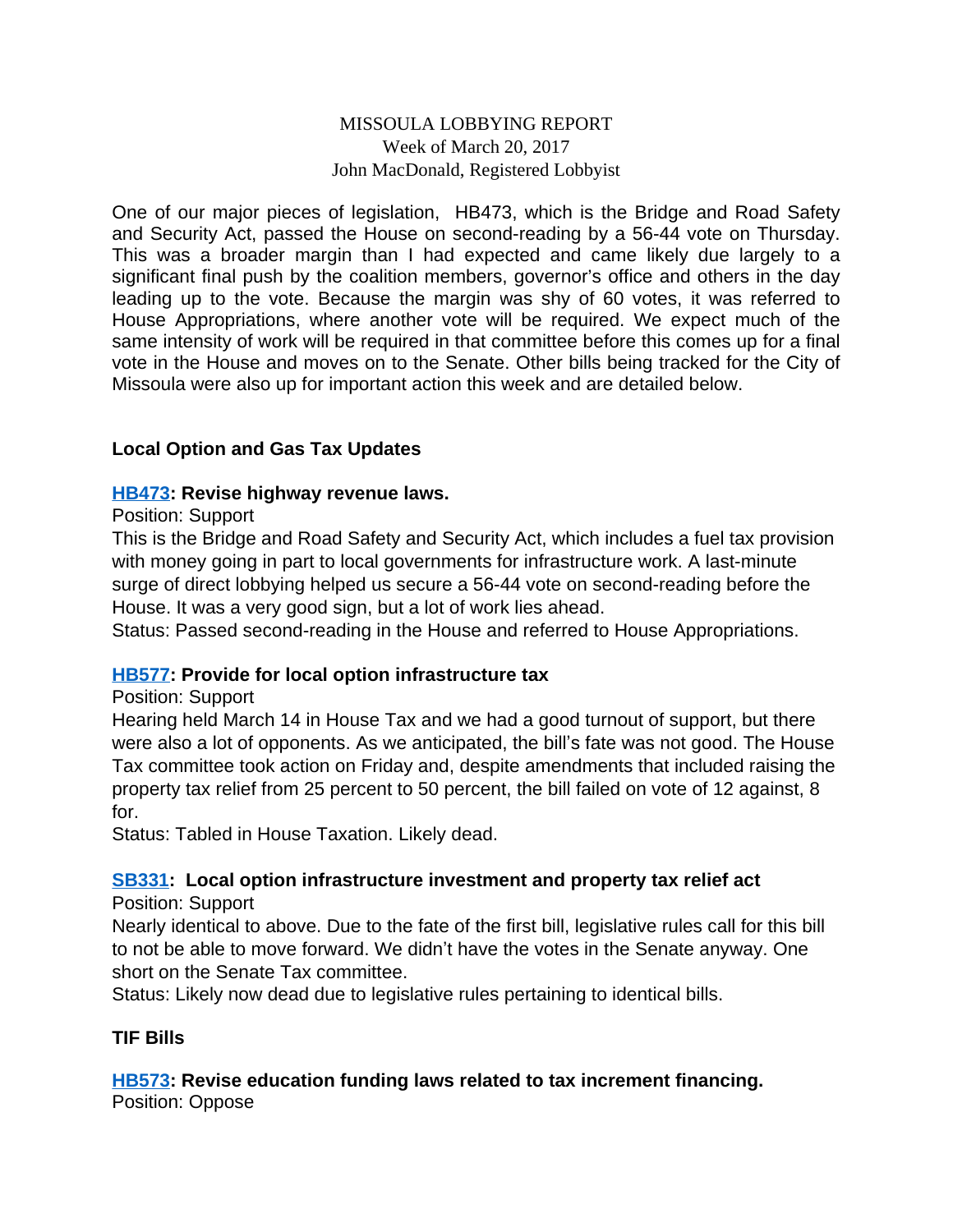MISSOULA LOBBYING REPORT
Week of March 20, 2017
John MacDonald, Registered Lobbyist

One of our major pieces of legislation, HB473, which is the Bridge and Road Safety and Security Act, passed the House on second-reading by a 56-44 vote on Thursday. This was a broader margin than I had expected and came likely due largely to a significant final push by the coalition members, governor's office and others in the day leading up to the vote. Because the margin was shy of 60 votes, it was referred to House Appropriations, where another vote will be required. We expect much of the same intensity of work will be required in that committee before this comes up for a final vote in the House and moves on to the Senate. Other bills being tracked for the City of Missoula were also up for important action this week and are detailed below.

## Local Option and Gas Tax Updates

### HB473: Revise highway revenue laws.

Position: Support

This is the Bridge and Road Safety and Security Act, which includes a fuel tax provision with money going in part to local governments for infrastructure work. A last-minute surge of direct lobbying helped us secure a 56-44 vote on second-reading before the House. It was a very good sign, but a lot of work lies ahead.

Status: Passed second-reading in the House and referred to House Appropriations.

### HB577: Provide for local option infrastructure tax

Position: Support

Hearing held March 14 in House Tax and we had a good turnout of support, but there were also a lot of opponents. As we anticipated, the bill's fate was not good. The House Tax committee took action on Friday and, despite amendments that included raising the property tax relief from 25 percent to 50 percent, the bill failed on vote of 12 against, 8 for.

Status: Tabled in House Taxation. Likely dead.

### SB331: Local option infrastructure investment and property tax relief act

Position: Support

Nearly identical to above. Due to the fate of the first bill, legislative rules call for this bill to not be able to move forward. We didn't have the votes in the Senate anyway. One short on the Senate Tax committee.

Status: Likely now dead due to legislative rules pertaining to identical bills.

## TIF Bills

### HB573: Revise education funding laws related to tax increment financing.

Position: Oppose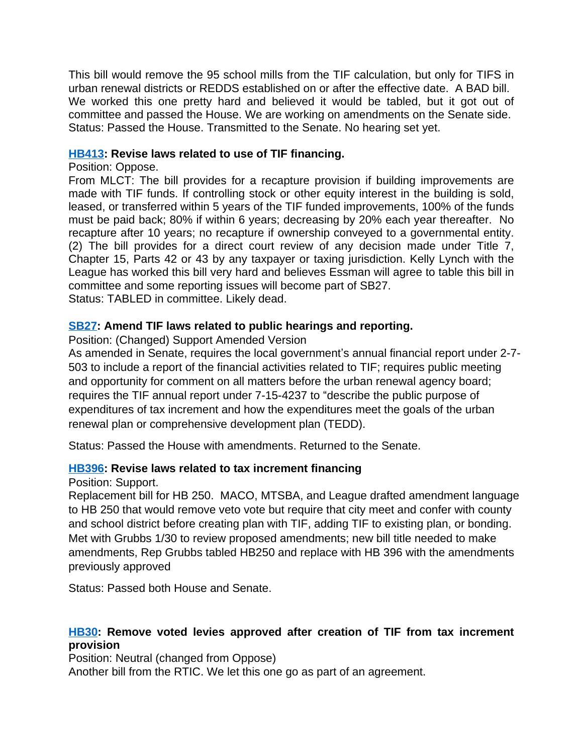This bill would remove the 95 school mills from the TIF calculation, but only for TIFS in urban renewal districts or REDDS established on or after the effective date. A BAD bill. We worked this one pretty hard and believed it would be tabled, but it got out of committee and passed the House. We are working on amendments on the Senate side.
Status: Passed the House. Transmitted to the Senate. No hearing set yet.

**HB413: Revise laws related to use of TIF financing.**
Position: Oppose.
From MLCT: The bill provides for a recapture provision if building improvements are made with TIF funds. If controlling stock or other equity interest in the building is sold, leased, or transferred within 5 years of the TIF funded improvements, 100% of the funds must be paid back; 80% if within 6 years; decreasing by 20% each year thereafter. No recapture after 10 years; no recapture if ownership conveyed to a governmental entity. (2) The bill provides for a direct court review of any decision made under Title 7, Chapter 15, Parts 42 or 43 by any taxpayer or taxing jurisdiction. Kelly Lynch with the League has worked this bill very hard and believes Essman will agree to table this bill in committee and some reporting issues will become part of SB27.
Status: TABLED in committee. Likely dead.

**SB27: Amend TIF laws related to public hearings and reporting.**
Position: (Changed) Support Amended Version
As amended in Senate, requires the local government's annual financial report under 2-7-503 to include a report of the financial activities related to TIF; requires public meeting and opportunity for comment on all matters before the urban renewal agency board; requires the TIF annual report under 7-15-4237 to "describe the public purpose of expenditures of tax increment and how the expenditures meet the goals of the urban renewal plan or comprehensive development plan (TEDD).

Status: Passed the House with amendments. Returned to the Senate.

**HB396: Revise laws related to tax increment financing**
Position: Support.
Replacement bill for HB 250. MACO, MTSBA, and League drafted amendment language to HB 250 that would remove veto vote but require that city meet and confer with county and school district before creating plan with TIF, adding TIF to existing plan, or bonding. Met with Grubbs 1/30 to review proposed amendments; new bill title needed to make amendments, Rep Grubbs tabled HB250 and replace with HB 396 with the amendments previously approved

Status: Passed both House and Senate.

**HB30: Remove voted levies approved after creation of TIF from tax increment provision**
Position: Neutral (changed from Oppose)
Another bill from the RTIC. We let this one go as part of an agreement.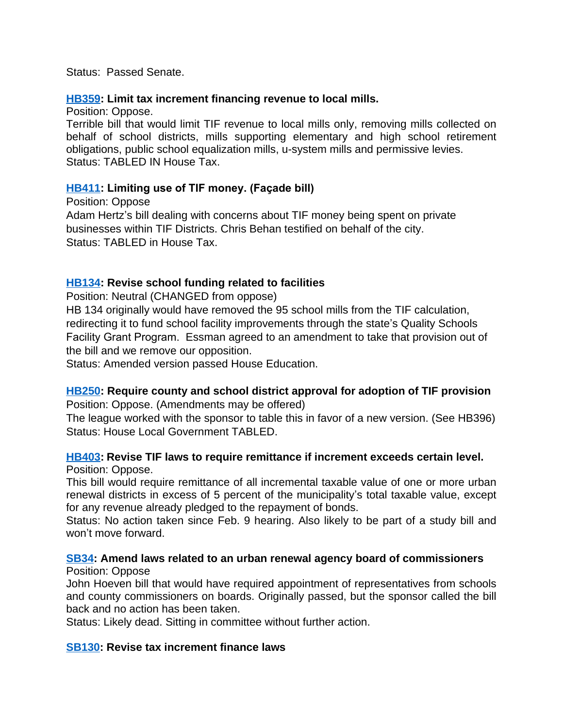Status: Passed Senate.

**[HB359](#): Limit tax increment financing revenue to local mills.**

Position: Oppose.

Terrible bill that would limit TIF revenue to local mills only, removing mills collected on behalf of school districts, mills supporting elementary and high school retirement obligations, public school equalization mills, u-system mills and permissive levies.

Status: TABLED IN House Tax.

**[HB411](#): Limiting use of TIF money. (Façade bill)**

Position: Oppose

Adam Hertz's bill dealing with concerns about TIF money being spent on private businesses within TIF Districts. Chris Behan testified on behalf of the city.

Status: TABLED in House Tax.

**[HB134](#): Revise school funding related to facilities**

Position: Neutral (CHANGED from oppose)

HB 134 originally would have removed the 95 school mills from the TIF calculation, redirecting it to fund school facility improvements through the state's Quality Schools Facility Grant Program. Essman agreed to an amendment to take that provision out of the bill and we remove our opposition.

Status: Amended version passed House Education.

**[HB250](#): Require county and school district approval for adoption of TIF provision**

Position: Oppose. (Amendments may be offered)

The league worked with the sponsor to table this in favor of a new version. (See HB396)

Status: House Local Government TABLED.

**[HB403](#): Revise TIF laws to require remittance if increment exceeds certain level.**

Position: Oppose.

This bill would require remittance of all incremental taxable value of one or more urban renewal districts in excess of 5 percent of the municipality's total taxable value, except for any revenue already pledged to the repayment of bonds.

Status: No action taken since Feb. 9 hearing. Also likely to be part of a study bill and won't move forward.

**[SB34](#): Amend laws related to an urban renewal agency board of commissioners**

Position: Oppose

John Hoeven bill that would have required appointment of representatives from schools and county commissioners on boards. Originally passed, but the sponsor called the bill back and no action has been taken.

Status: Likely dead. Sitting in committee without further action.

**[SB130](#): Revise tax increment finance laws**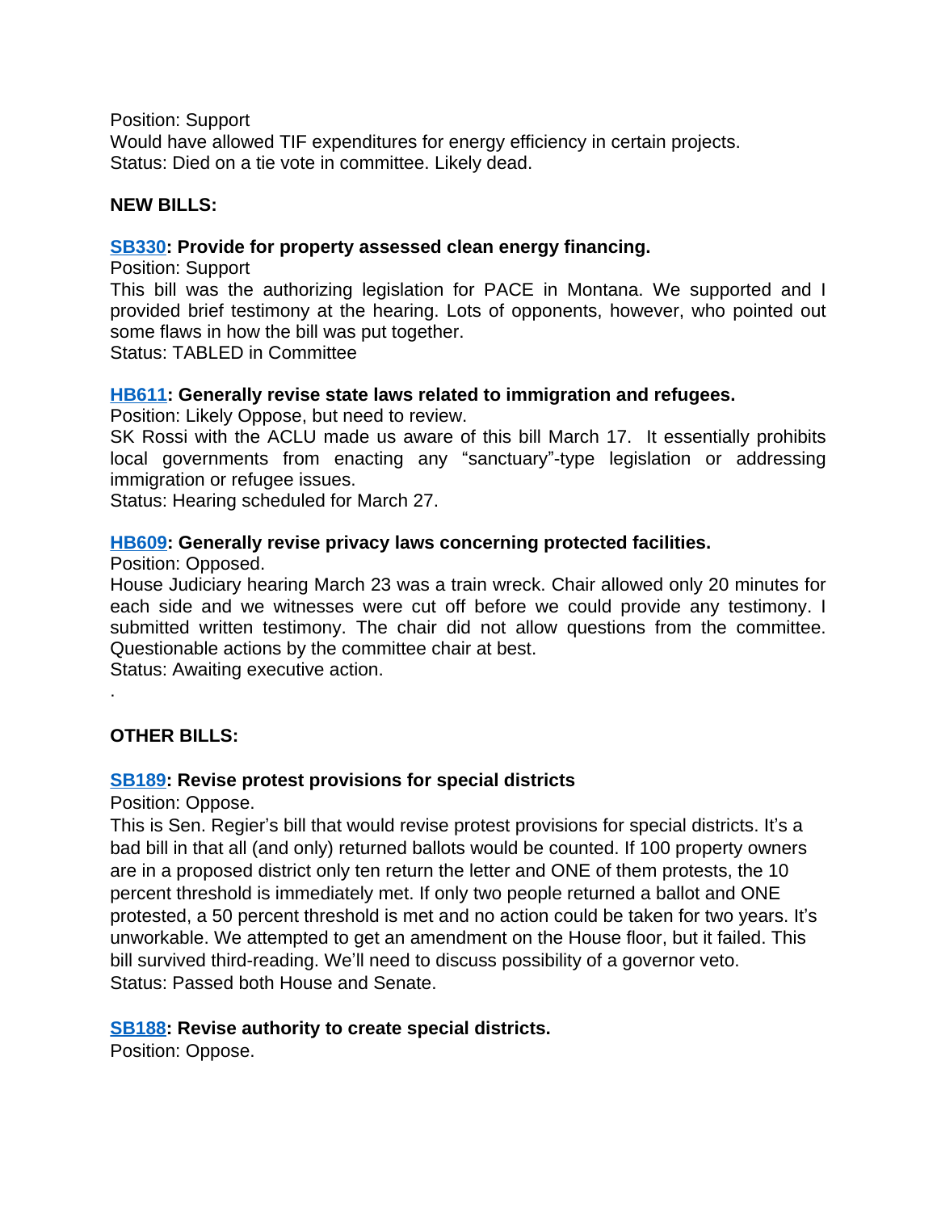Position: Support
Would have allowed TIF expenditures for energy efficiency in certain projects.
Status: Died on a tie vote in committee. Likely dead.

**NEW BILLS:**

**SB330: Provide for property assessed clean energy financing.**
Position: Support
This bill was the authorizing legislation for PACE in Montana. We supported and I provided brief testimony at the hearing. Lots of opponents, however, who pointed out some flaws in how the bill was put together.
Status: TABLED in Committee

**HB611: Generally revise state laws related to immigration and refugees.**
Position: Likely Oppose, but need to review.
SK Rossi with the ACLU made us aware of this bill March 17. It essentially prohibits local governments from enacting any "sanctuary"-type legislation or addressing immigration or refugee issues.
Status: Hearing scheduled for March 27.

**HB609: Generally revise privacy laws concerning protected facilities.**
Position: Opposed.
House Judiciary hearing March 23 was a train wreck. Chair allowed only 20 minutes for each side and we witnesses were cut off before we could provide any testimony. I submitted written testimony. The chair did not allow questions from the committee. Questionable actions by the committee chair at best.
Status: Awaiting executive action.
.

**OTHER BILLS:**

**SB189: Revise protest provisions for special districts**
Position: Oppose.
This is Sen. Regier's bill that would revise protest provisions for special districts. It's a bad bill in that all (and only) returned ballots would be counted. If 100 property owners are in a proposed district only ten return the letter and ONE of them protests, the 10 percent threshold is immediately met. If only two people returned a ballot and ONE protested, a 50 percent threshold is met and no action could be taken for two years. It's unworkable. We attempted to get an amendment on the House floor, but it failed. This bill survived third-reading. We'll need to discuss possibility of a governor veto.
Status: Passed both House and Senate.

**SB188: Revise authority to create special districts.**
Position: Oppose.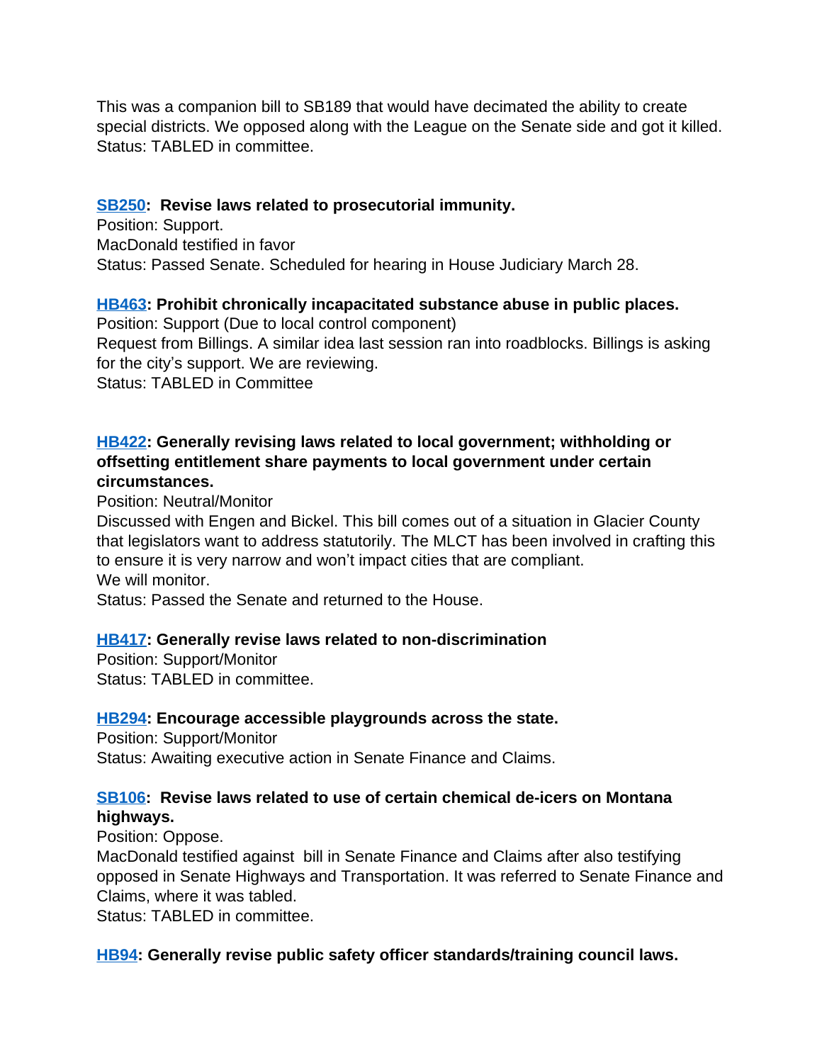This was a companion bill to SB189 that would have decimated the ability to create special districts. We opposed along with the League on the Senate side and got it killed.
Status: TABLED in committee.

**SB250: Revise laws related to prosecutorial immunity.**
Position: Support.
MacDonald testified in favor
Status: Passed Senate. Scheduled for hearing in House Judiciary March 28.

**HB463: Prohibit chronically incapacitated substance abuse in public places.**
Position: Support (Due to local control component)
Request from Billings. A similar idea last session ran into roadblocks. Billings is asking for the city's support. We are reviewing.
Status: TABLED in Committee

**HB422: Generally revising laws related to local government; withholding or offsetting entitlement share payments to local government under certain circumstances.**
Position: Neutral/Monitor
Discussed with Engen and Bickel. This bill comes out of a situation in Glacier County that legislators want to address statutorily. The MLCT has been involved in crafting this to ensure it is very narrow and won't impact cities that are compliant.
We will monitor.
Status: Passed the Senate and returned to the House.

**HB417: Generally revise laws related to non-discrimination**
Position: Support/Monitor
Status: TABLED in committee.

**HB294: Encourage accessible playgrounds across the state.**
Position: Support/Monitor
Status: Awaiting executive action in Senate Finance and Claims.

**SB106: Revise laws related to use of certain chemical de-icers on Montana highways.**
Position: Oppose.
MacDonald testified against bill in Senate Finance and Claims after also testifying opposed in Senate Highways and Transportation. It was referred to Senate Finance and Claims, where it was tabled.
Status: TABLED in committee.

**HB94: Generally revise public safety officer standards/training council laws.**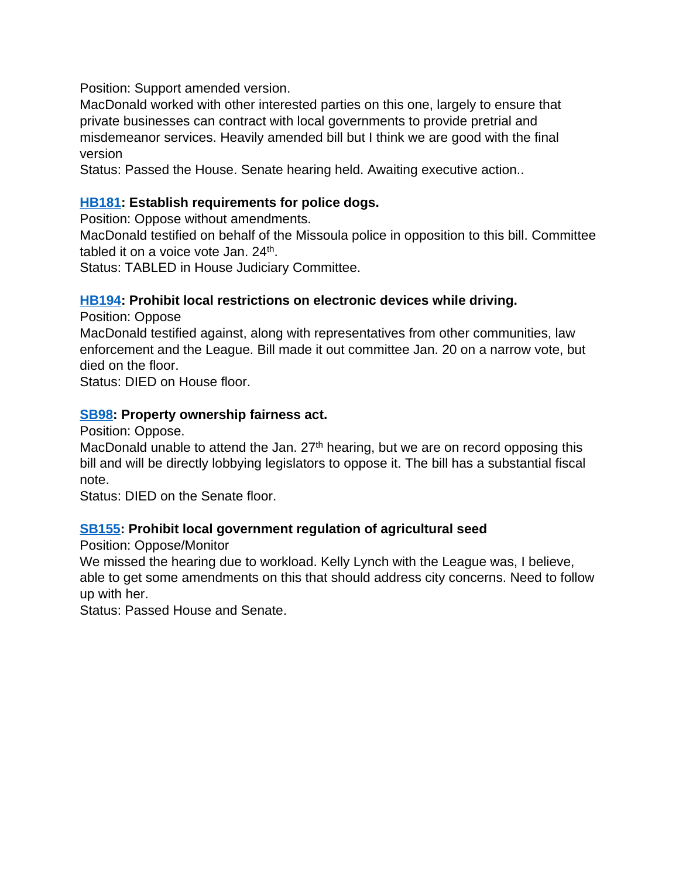Position: Support amended version.
MacDonald worked with other interested parties on this one, largely to ensure that private businesses can contract with local governments to provide pretrial and misdemeanor services. Heavily amended bill but I think we are good with the final version
Status: Passed the House. Senate hearing held. Awaiting executive action..

**HB181: Establish requirements for police dogs.**
Position: Oppose without amendments.
MacDonald testified on behalf of the Missoula police in opposition to this bill. Committee tabled it on a voice vote Jan. 24th.
Status: TABLED in House Judiciary Committee.

**HB194: Prohibit local restrictions on electronic devices while driving.**
Position: Oppose
MacDonald testified against, along with representatives from other communities, law enforcement and the League. Bill made it out committee Jan. 20 on a narrow vote, but died on the floor.
Status: DIED on House floor.

**SB98: Property ownership fairness act.**
Position: Oppose.
MacDonald unable to attend the Jan. 27th hearing, but we are on record opposing this bill and will be directly lobbying legislators to oppose it. The bill has a substantial fiscal note.
Status: DIED on the Senate floor.

**SB155: Prohibit local government regulation of agricultural seed**
Position: Oppose/Monitor
We missed the hearing due to workload. Kelly Lynch with the League was, I believe, able to get some amendments on this that should address city concerns. Need to follow up with her.
Status: Passed House and Senate.